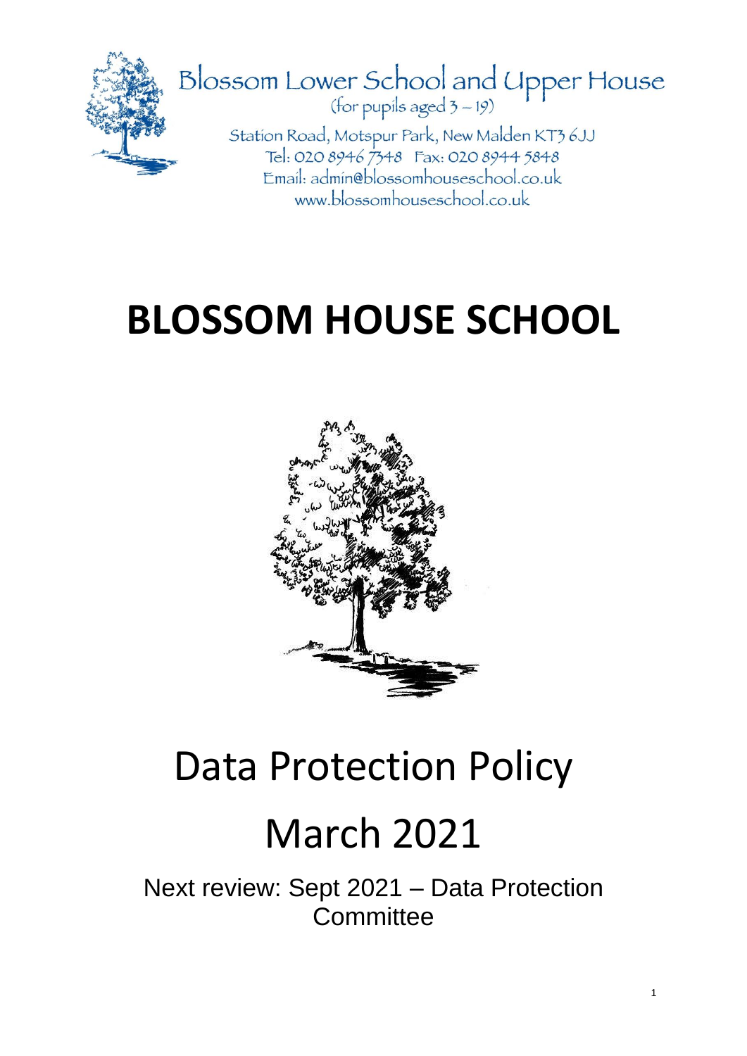Blossom Lower School and Upper House
(for pupils aged 3 – 19)

Station Road, Motspur Park, New Malden KT3 6JJ
Tel: 020 8946 7348 Fax: 020 8944 5848
Email: admin@blossomhouseschool.co.uk
www.blossomhouseschool.co.uk

# BLOSSOM HOUSE SCHOOL

# Data Protection Policy

# March 2021

Next review: Sept 2021 – Data Protection Committee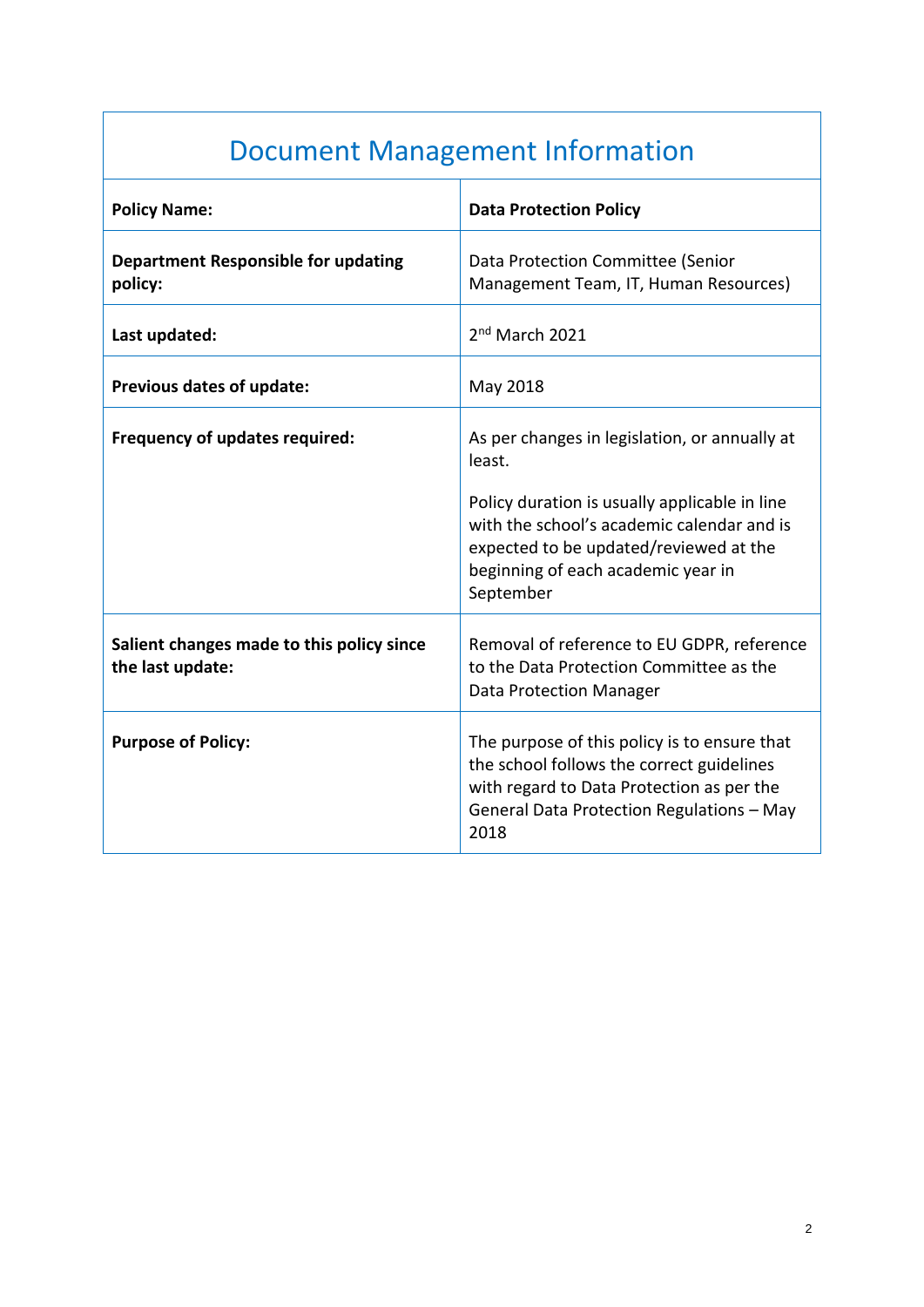# Document Management Information

| | |
|---|---|
| **Policy Name:** | **Data Protection Policy** |
| **Department Responsible for updating policy:** | Data Protection Committee (Senior Management Team, IT, Human Resources) |
| **Last updated:** | 2nd March 2021 |
| **Previous dates of update:** | May 2018 |
| **Frequency of updates required:** | As per changes in legislation, or annually at least.<br><br>Policy duration is usually applicable in line with the school's academic calendar and is expected to be updated/reviewed at the beginning of each academic year in September |
| **Salient changes made to this policy since the last update:** | Removal of reference to EU GDPR, reference to the Data Protection Committee as the Data Protection Manager |
| **Purpose of Policy:** | The purpose of this policy is to ensure that the school follows the correct guidelines with regard to Data Protection as per the General Data Protection Regulations – May 2018 |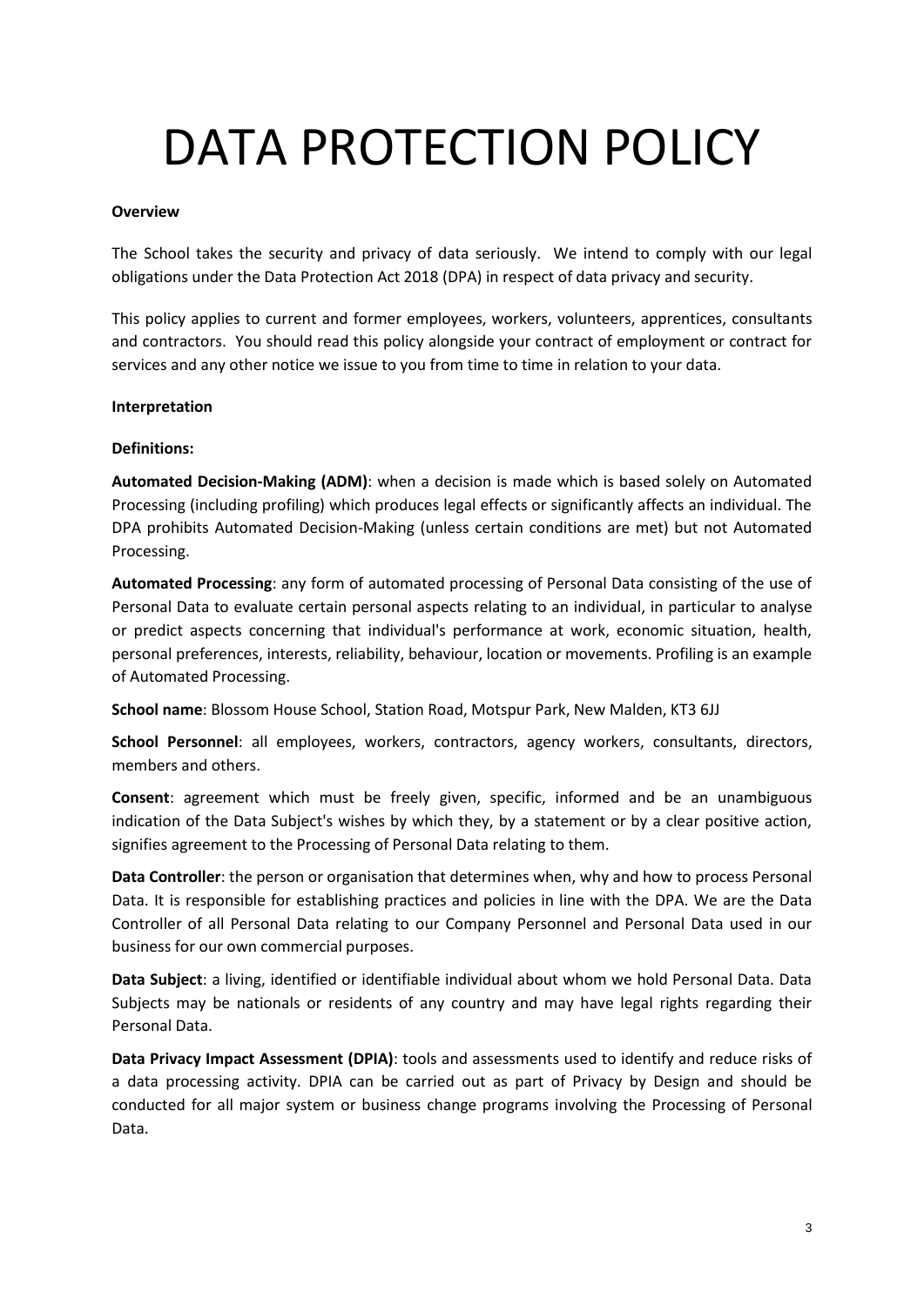# DATA PROTECTION POLICY

**Overview**

The School takes the security and privacy of data seriously. We intend to comply with our legal obligations under the Data Protection Act 2018 (DPA) in respect of data privacy and security.

This policy applies to current and former employees, workers, volunteers, apprentices, consultants and contractors. You should read this policy alongside your contract of employment or contract for services and any other notice we issue to you from time to time in relation to your data.

**Interpretation**

**Definitions:**

**Automated Decision-Making (ADM)**: when a decision is made which is based solely on Automated Processing (including profiling) which produces legal effects or significantly affects an individual. The DPA prohibits Automated Decision-Making (unless certain conditions are met) but not Automated Processing.

**Automated Processing**: any form of automated processing of Personal Data consisting of the use of Personal Data to evaluate certain personal aspects relating to an individual, in particular to analyse or predict aspects concerning that individual's performance at work, economic situation, health, personal preferences, interests, reliability, behaviour, location or movements. Profiling is an example of Automated Processing.

**School name**: Blossom House School, Station Road, Motspur Park, New Malden, KT3 6JJ

**School Personnel**: all employees, workers, contractors, agency workers, consultants, directors, members and others.

**Consent**: agreement which must be freely given, specific, informed and be an unambiguous indication of the Data Subject's wishes by which they, by a statement or by a clear positive action, signifies agreement to the Processing of Personal Data relating to them.

**Data Controller**: the person or organisation that determines when, why and how to process Personal Data. It is responsible for establishing practices and policies in line with the DPA. We are the Data Controller of all Personal Data relating to our Company Personnel and Personal Data used in our business for our own commercial purposes.

**Data Subject**: a living, identified or identifiable individual about whom we hold Personal Data. Data Subjects may be nationals or residents of any country and may have legal rights regarding their Personal Data.

**Data Privacy Impact Assessment (DPIA)**: tools and assessments used to identify and reduce risks of a data processing activity. DPIA can be carried out as part of Privacy by Design and should be conducted for all major system or business change programs involving the Processing of Personal Data.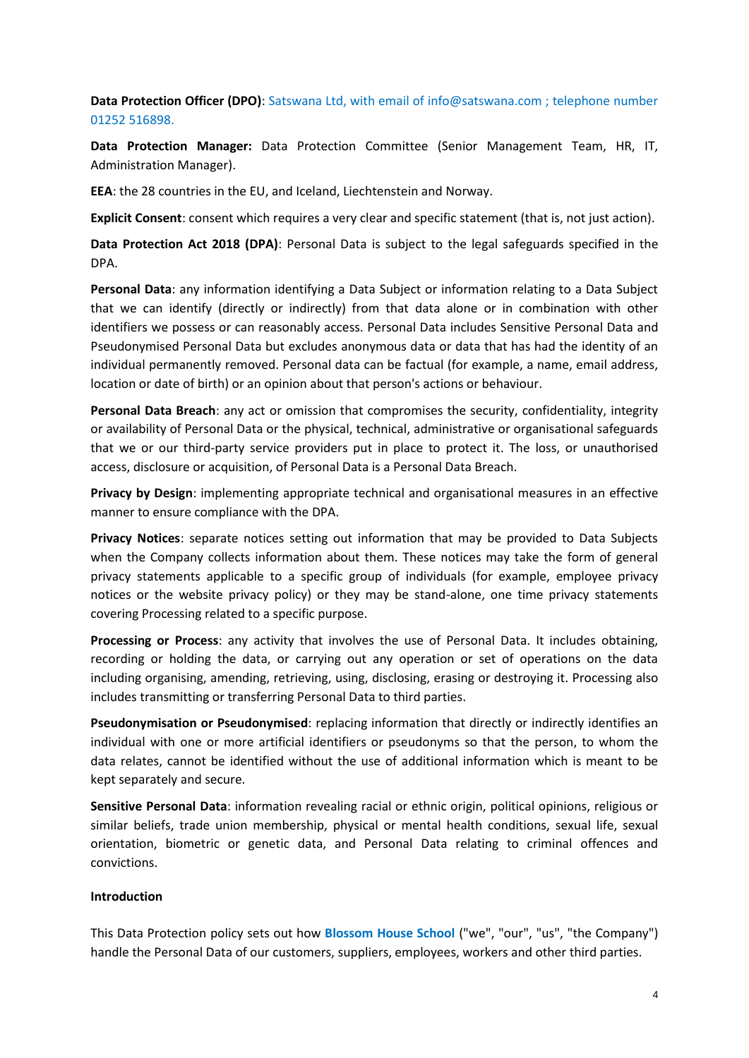**Data Protection Officer (DPO)**: Satswana Ltd, with email of info@satswana.com ; telephone number 01252 516898.

**Data Protection Manager:** Data Protection Committee (Senior Management Team, HR, IT, Administration Manager).

**EEA**: the 28 countries in the EU, and Iceland, Liechtenstein and Norway.

**Explicit Consent**: consent which requires a very clear and specific statement (that is, not just action).

**Data Protection Act 2018 (DPA)**: Personal Data is subject to the legal safeguards specified in the DPA.

**Personal Data**: any information identifying a Data Subject or information relating to a Data Subject that we can identify (directly or indirectly) from that data alone or in combination with other identifiers we possess or can reasonably access. Personal Data includes Sensitive Personal Data and Pseudonymised Personal Data but excludes anonymous data or data that has had the identity of an individual permanently removed. Personal data can be factual (for example, a name, email address, location or date of birth) or an opinion about that person's actions or behaviour.

**Personal Data Breach**: any act or omission that compromises the security, confidentiality, integrity or availability of Personal Data or the physical, technical, administrative or organisational safeguards that we or our third-party service providers put in place to protect it. The loss, or unauthorised access, disclosure or acquisition, of Personal Data is a Personal Data Breach.

**Privacy by Design**: implementing appropriate technical and organisational measures in an effective manner to ensure compliance with the DPA.

**Privacy Notices**: separate notices setting out information that may be provided to Data Subjects when the Company collects information about them. These notices may take the form of general privacy statements applicable to a specific group of individuals (for example, employee privacy notices or the website privacy policy) or they may be stand-alone, one time privacy statements covering Processing related to a specific purpose.

**Processing or Process**: any activity that involves the use of Personal Data. It includes obtaining, recording or holding the data, or carrying out any operation or set of operations on the data including organising, amending, retrieving, using, disclosing, erasing or destroying it. Processing also includes transmitting or transferring Personal Data to third parties.

**Pseudonymisation or Pseudonymised**: replacing information that directly or indirectly identifies an individual with one or more artificial identifiers or pseudonyms so that the person, to whom the data relates, cannot be identified without the use of additional information which is meant to be kept separately and secure.

**Sensitive Personal Data**: information revealing racial or ethnic origin, political opinions, religious or similar beliefs, trade union membership, physical or mental health conditions, sexual life, sexual orientation, biometric or genetic data, and Personal Data relating to criminal offences and convictions.

**Introduction**

This Data Protection policy sets out how **Blossom House School** ("we", "our", "us", "the Company") handle the Personal Data of our customers, suppliers, employees, workers and other third parties.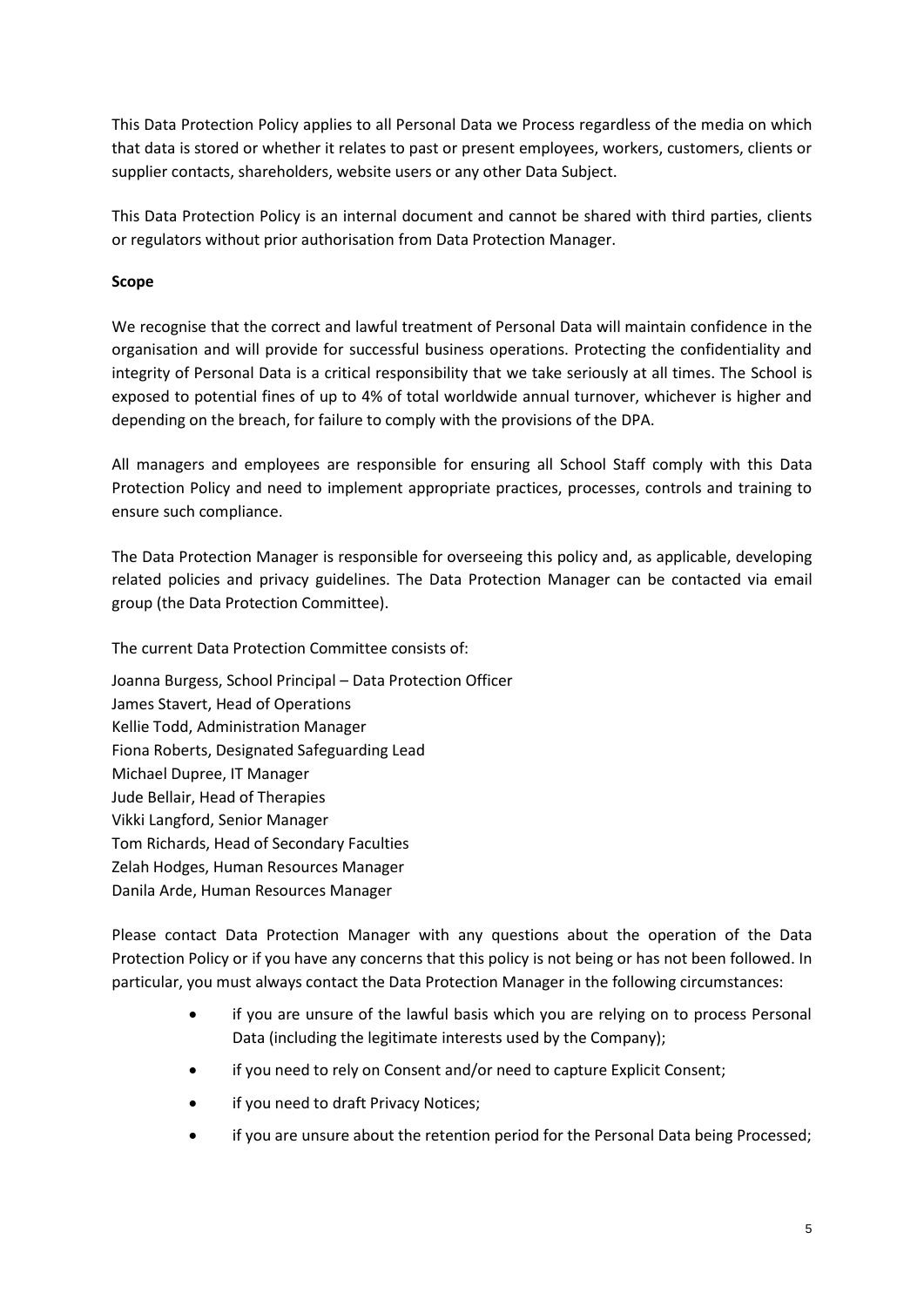This Data Protection Policy applies to all Personal Data we Process regardless of the media on which that data is stored or whether it relates to past or present employees, workers, customers, clients or supplier contacts, shareholders, website users or any other Data Subject.

This Data Protection Policy is an internal document and cannot be shared with third parties, clients or regulators without prior authorisation from Data Protection Manager.

**Scope**

We recognise that the correct and lawful treatment of Personal Data will maintain confidence in the organisation and will provide for successful business operations. Protecting the confidentiality and integrity of Personal Data is a critical responsibility that we take seriously at all times. The School is exposed to potential fines of up to 4% of total worldwide annual turnover, whichever is higher and depending on the breach, for failure to comply with the provisions of the DPA.

All managers and employees are responsible for ensuring all School Staff comply with this Data Protection Policy and need to implement appropriate practices, processes, controls and training to ensure such compliance.

The Data Protection Manager is responsible for overseeing this policy and, as applicable, developing related policies and privacy guidelines. The Data Protection Manager can be contacted via email group (the Data Protection Committee).

The current Data Protection Committee consists of:

Joanna Burgess, School Principal – Data Protection Officer
James Stavert, Head of Operations
Kellie Todd, Administration Manager
Fiona Roberts, Designated Safeguarding Lead
Michael Dupree, IT Manager
Jude Bellair, Head of Therapies
Vikki Langford, Senior Manager
Tom Richards, Head of Secondary Faculties
Zelah Hodges, Human Resources Manager
Danila Arde, Human Resources Manager

Please contact Data Protection Manager with any questions about the operation of the Data Protection Policy or if you have any concerns that this policy is not being or has not been followed. In particular, you must always contact the Data Protection Manager in the following circumstances:

- if you are unsure of the lawful basis which you are relying on to process Personal Data (including the legitimate interests used by the Company);
- if you need to rely on Consent and/or need to capture Explicit Consent;
- if you need to draft Privacy Notices;
- if you are unsure about the retention period for the Personal Data being Processed;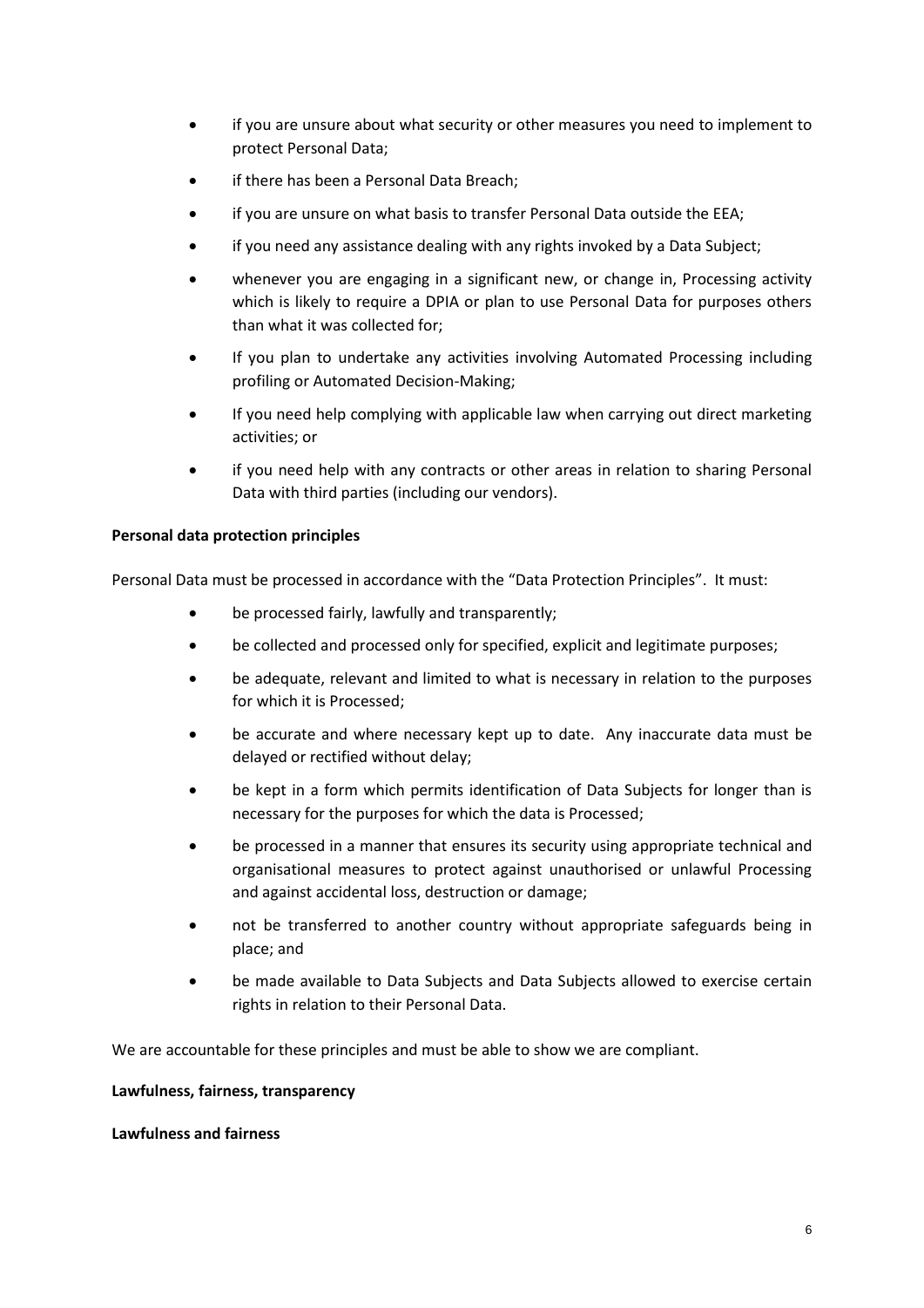- if you are unsure about what security or other measures you need to implement to protect Personal Data;
- if there has been a Personal Data Breach;
- if you are unsure on what basis to transfer Personal Data outside the EEA;
- if you need any assistance dealing with any rights invoked by a Data Subject;
- whenever you are engaging in a significant new, or change in, Processing activity which is likely to require a DPIA or plan to use Personal Data for purposes others than what it was collected for;
- If you plan to undertake any activities involving Automated Processing including profiling or Automated Decision-Making;
- If you need help complying with applicable law when carrying out direct marketing activities; or
- if you need help with any contracts or other areas in relation to sharing Personal Data with third parties (including our vendors).

**Personal data protection principles**

Personal Data must be processed in accordance with the "Data Protection Principles". It must:

- be processed fairly, lawfully and transparently;
- be collected and processed only for specified, explicit and legitimate purposes;
- be adequate, relevant and limited to what is necessary in relation to the purposes for which it is Processed;
- be accurate and where necessary kept up to date. Any inaccurate data must be delayed or rectified without delay;
- be kept in a form which permits identification of Data Subjects for longer than is necessary for the purposes for which the data is Processed;
- be processed in a manner that ensures its security using appropriate technical and organisational measures to protect against unauthorised or unlawful Processing and against accidental loss, destruction or damage;
- not be transferred to another country without appropriate safeguards being in place; and
- be made available to Data Subjects and Data Subjects allowed to exercise certain rights in relation to their Personal Data.

We are accountable for these principles and must be able to show we are compliant.

**Lawfulness, fairness, transparency**

**Lawfulness and fairness**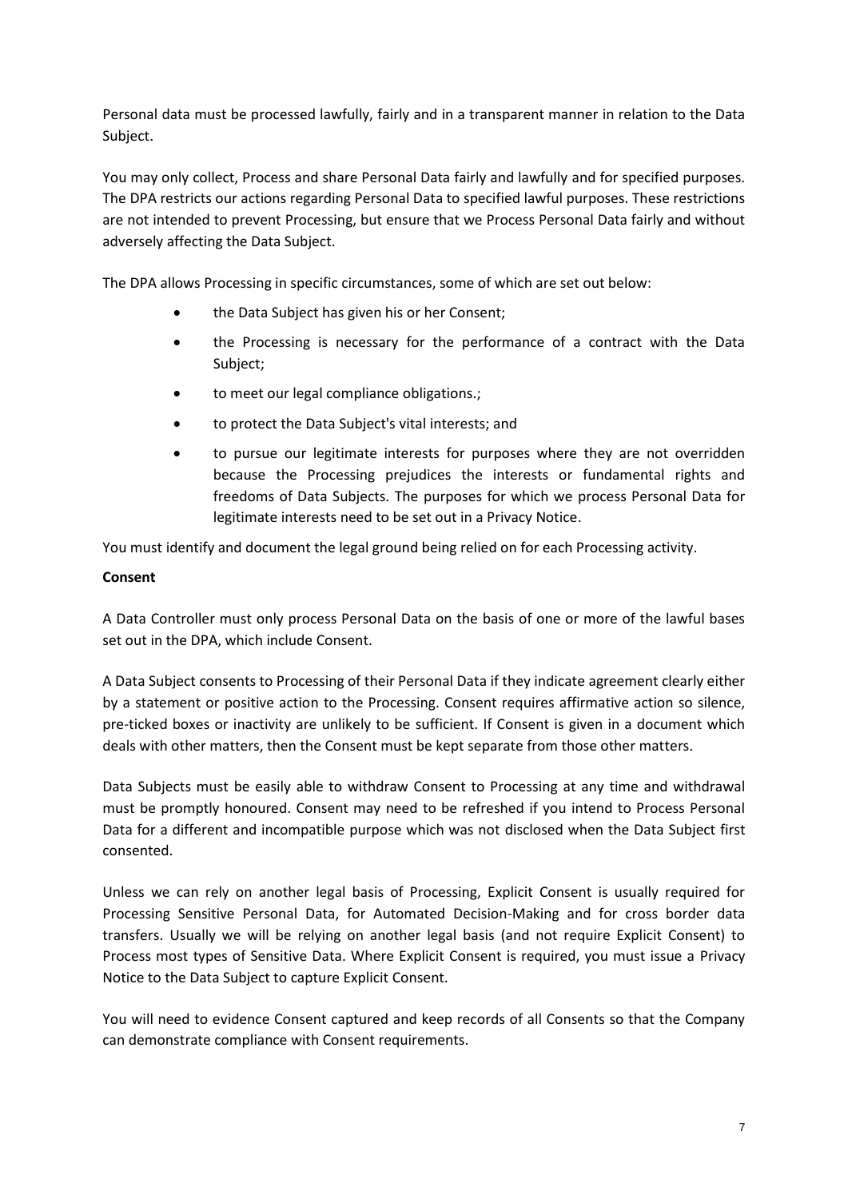Personal data must be processed lawfully, fairly and in a transparent manner in relation to the Data Subject.

You may only collect, Process and share Personal Data fairly and lawfully and for specified purposes. The DPA restricts our actions regarding Personal Data to specified lawful purposes. These restrictions are not intended to prevent Processing, but ensure that we Process Personal Data fairly and without adversely affecting the Data Subject.

The DPA allows Processing in specific circumstances, some of which are set out below:

- the Data Subject has given his or her Consent;
- the Processing is necessary for the performance of a contract with the Data Subject;
- to meet our legal compliance obligations.;
- to protect the Data Subject's vital interests; and
- to pursue our legitimate interests for purposes where they are not overridden because the Processing prejudices the interests or fundamental rights and freedoms of Data Subjects. The purposes for which we process Personal Data for legitimate interests need to be set out in a Privacy Notice.

You must identify and document the legal ground being relied on for each Processing activity.

**Consent**

A Data Controller must only process Personal Data on the basis of one or more of the lawful bases set out in the DPA, which include Consent.

A Data Subject consents to Processing of their Personal Data if they indicate agreement clearly either by a statement or positive action to the Processing. Consent requires affirmative action so silence, pre-ticked boxes or inactivity are unlikely to be sufficient. If Consent is given in a document which deals with other matters, then the Consent must be kept separate from those other matters.

Data Subjects must be easily able to withdraw Consent to Processing at any time and withdrawal must be promptly honoured. Consent may need to be refreshed if you intend to Process Personal Data for a different and incompatible purpose which was not disclosed when the Data Subject first consented.

Unless we can rely on another legal basis of Processing, Explicit Consent is usually required for Processing Sensitive Personal Data, for Automated Decision-Making and for cross border data transfers. Usually we will be relying on another legal basis (and not require Explicit Consent) to Process most types of Sensitive Data. Where Explicit Consent is required, you must issue a Privacy Notice to the Data Subject to capture Explicit Consent.

You will need to evidence Consent captured and keep records of all Consents so that the Company can demonstrate compliance with Consent requirements.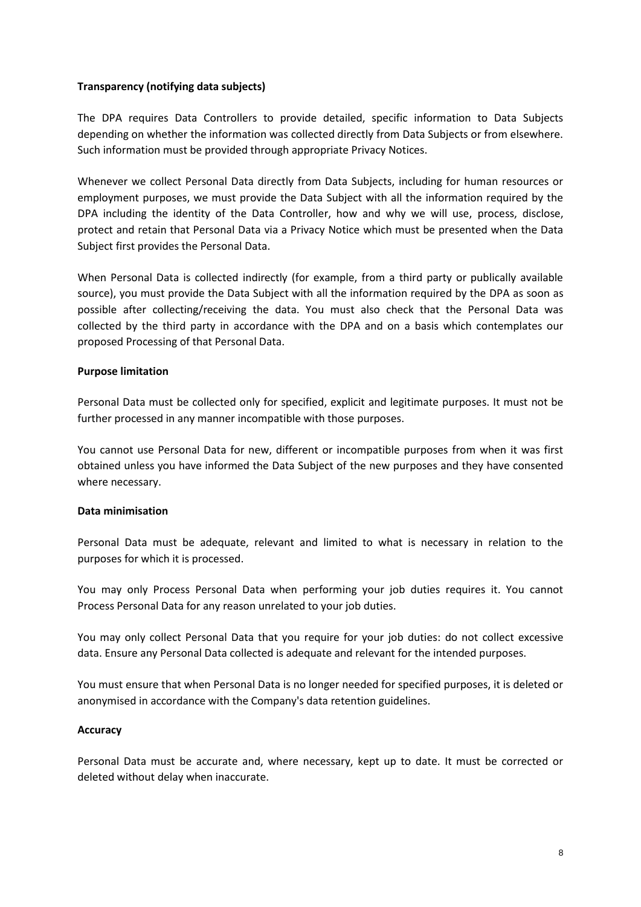**Transparency (notifying data subjects)**

The DPA requires Data Controllers to provide detailed, specific information to Data Subjects depending on whether the information was collected directly from Data Subjects or from elsewhere. Such information must be provided through appropriate Privacy Notices.

Whenever we collect Personal Data directly from Data Subjects, including for human resources or employment purposes, we must provide the Data Subject with all the information required by the DPA including the identity of the Data Controller, how and why we will use, process, disclose, protect and retain that Personal Data via a Privacy Notice which must be presented when the Data Subject first provides the Personal Data.

When Personal Data is collected indirectly (for example, from a third party or publically available source), you must provide the Data Subject with all the information required by the DPA as soon as possible after collecting/receiving the data. You must also check that the Personal Data was collected by the third party in accordance with the DPA and on a basis which contemplates our proposed Processing of that Personal Data.

**Purpose limitation**

Personal Data must be collected only for specified, explicit and legitimate purposes. It must not be further processed in any manner incompatible with those purposes.

You cannot use Personal Data for new, different or incompatible purposes from when it was first obtained unless you have informed the Data Subject of the new purposes and they have consented where necessary.

**Data minimisation**

Personal Data must be adequate, relevant and limited to what is necessary in relation to the purposes for which it is processed.

You may only Process Personal Data when performing your job duties requires it. You cannot Process Personal Data for any reason unrelated to your job duties.

You may only collect Personal Data that you require for your job duties: do not collect excessive data. Ensure any Personal Data collected is adequate and relevant for the intended purposes.

You must ensure that when Personal Data is no longer needed for specified purposes, it is deleted or anonymised in accordance with the Company's data retention guidelines.

**Accuracy**

Personal Data must be accurate and, where necessary, kept up to date. It must be corrected or deleted without delay when inaccurate.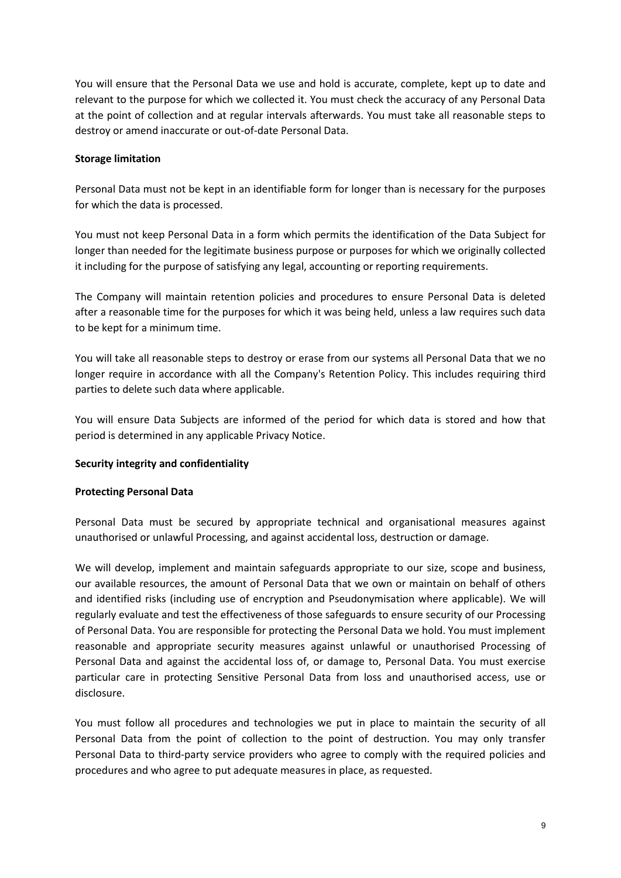You will ensure that the Personal Data we use and hold is accurate, complete, kept up to date and relevant to the purpose for which we collected it. You must check the accuracy of any Personal Data at the point of collection and at regular intervals afterwards. You must take all reasonable steps to destroy or amend inaccurate or out-of-date Personal Data.

**Storage limitation**

Personal Data must not be kept in an identifiable form for longer than is necessary for the purposes for which the data is processed.

You must not keep Personal Data in a form which permits the identification of the Data Subject for longer than needed for the legitimate business purpose or purposes for which we originally collected it including for the purpose of satisfying any legal, accounting or reporting requirements.

The Company will maintain retention policies and procedures to ensure Personal Data is deleted after a reasonable time for the purposes for which it was being held, unless a law requires such data to be kept for a minimum time.

You will take all reasonable steps to destroy or erase from our systems all Personal Data that we no longer require in accordance with all the Company's Retention Policy. This includes requiring third parties to delete such data where applicable.

You will ensure Data Subjects are informed of the period for which data is stored and how that period is determined in any applicable Privacy Notice.

**Security integrity and confidentiality**

**Protecting Personal Data**

Personal Data must be secured by appropriate technical and organisational measures against unauthorised or unlawful Processing, and against accidental loss, destruction or damage.

We will develop, implement and maintain safeguards appropriate to our size, scope and business, our available resources, the amount of Personal Data that we own or maintain on behalf of others and identified risks (including use of encryption and Pseudonymisation where applicable). We will regularly evaluate and test the effectiveness of those safeguards to ensure security of our Processing of Personal Data. You are responsible for protecting the Personal Data we hold. You must implement reasonable and appropriate security measures against unlawful or unauthorised Processing of Personal Data and against the accidental loss of, or damage to, Personal Data. You must exercise particular care in protecting Sensitive Personal Data from loss and unauthorised access, use or disclosure.

You must follow all procedures and technologies we put in place to maintain the security of all Personal Data from the point of collection to the point of destruction. You may only transfer Personal Data to third-party service providers who agree to comply with the required policies and procedures and who agree to put adequate measures in place, as requested.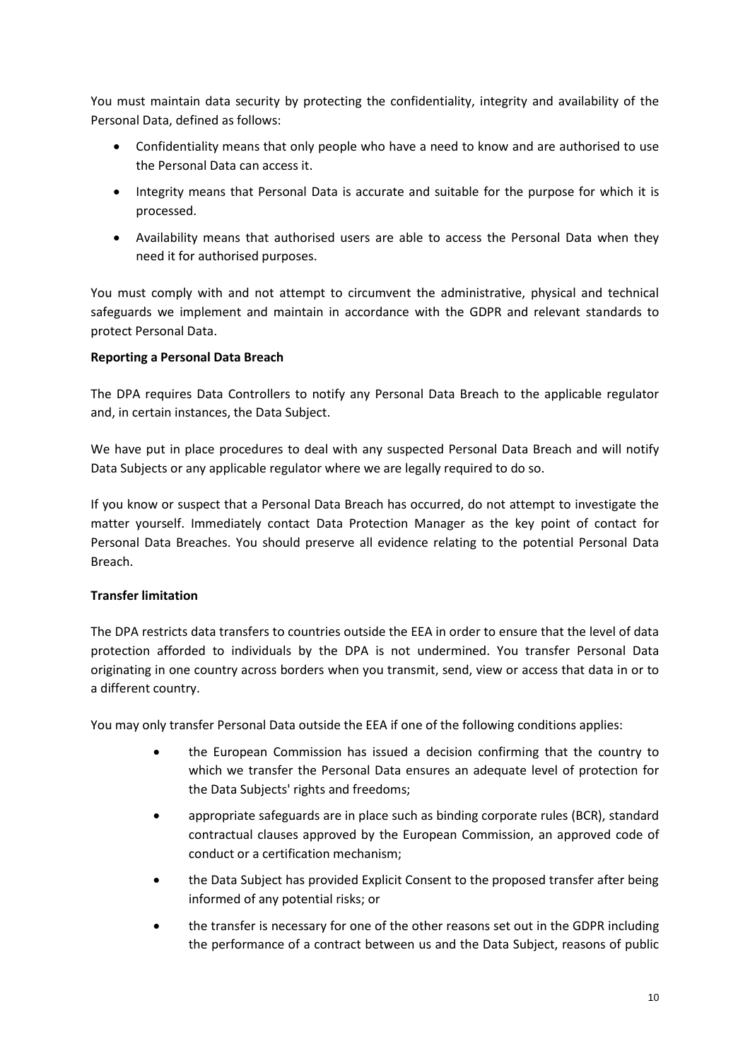You must maintain data security by protecting the confidentiality, integrity and availability of the Personal Data, defined as follows:

- Confidentiality means that only people who have a need to know and are authorised to use the Personal Data can access it.
- Integrity means that Personal Data is accurate and suitable for the purpose for which it is processed.
- Availability means that authorised users are able to access the Personal Data when they need it for authorised purposes.

You must comply with and not attempt to circumvent the administrative, physical and technical safeguards we implement and maintain in accordance with the GDPR and relevant standards to protect Personal Data.

**Reporting a Personal Data Breach**

The DPA requires Data Controllers to notify any Personal Data Breach to the applicable regulator and, in certain instances, the Data Subject.

We have put in place procedures to deal with any suspected Personal Data Breach and will notify Data Subjects or any applicable regulator where we are legally required to do so.

If you know or suspect that a Personal Data Breach has occurred, do not attempt to investigate the matter yourself. Immediately contact Data Protection Manager as the key point of contact for Personal Data Breaches. You should preserve all evidence relating to the potential Personal Data Breach.

**Transfer limitation**

The DPA restricts data transfers to countries outside the EEA in order to ensure that the level of data protection afforded to individuals by the DPA is not undermined. You transfer Personal Data originating in one country across borders when you transmit, send, view or access that data in or to a different country.

You may only transfer Personal Data outside the EEA if one of the following conditions applies:

- the European Commission has issued a decision confirming that the country to which we transfer the Personal Data ensures an adequate level of protection for the Data Subjects' rights and freedoms;
- appropriate safeguards are in place such as binding corporate rules (BCR), standard contractual clauses approved by the European Commission, an approved code of conduct or a certification mechanism;
- the Data Subject has provided Explicit Consent to the proposed transfer after being informed of any potential risks; or
- the transfer is necessary for one of the other reasons set out in the GDPR including the performance of a contract between us and the Data Subject, reasons of public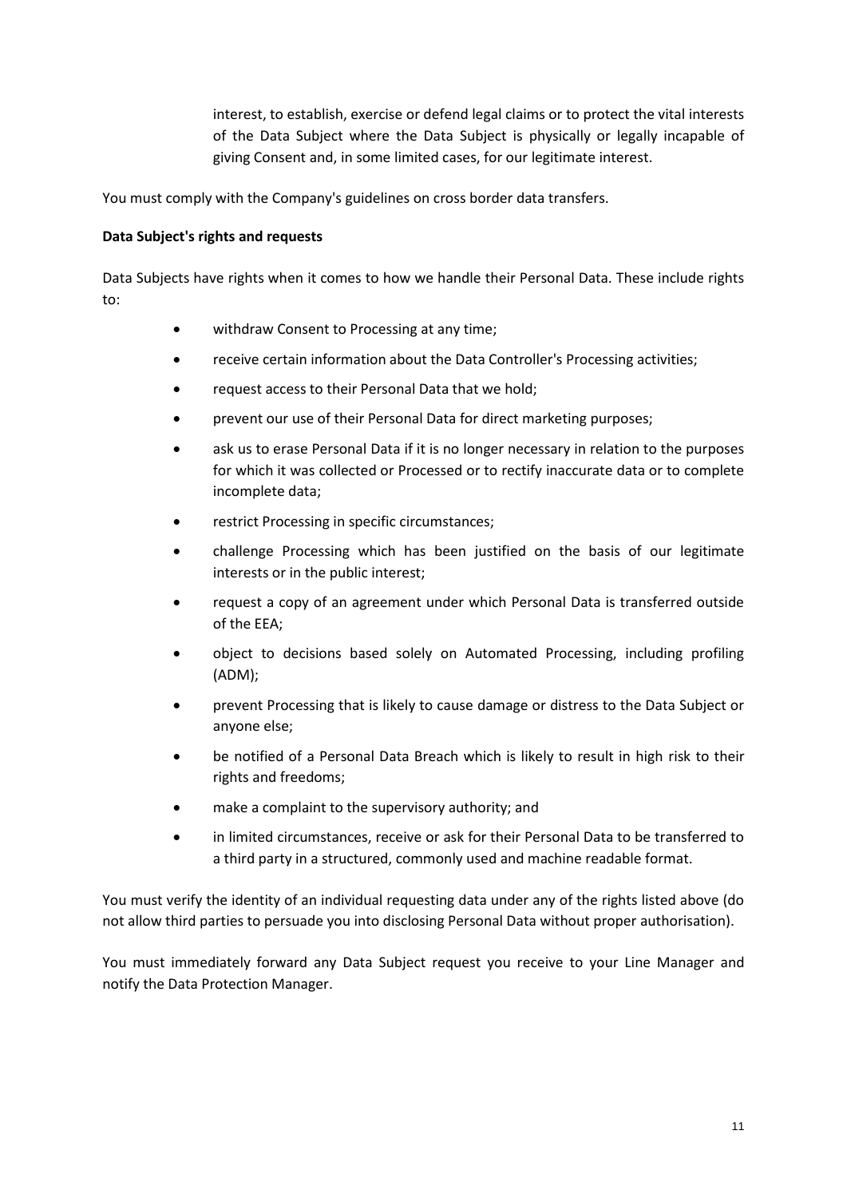interest, to establish, exercise or defend legal claims or to protect the vital interests of the Data Subject where the Data Subject is physically or legally incapable of giving Consent and, in some limited cases, for our legitimate interest.

You must comply with the Company's guidelines on cross border data transfers.

**Data Subject's rights and requests**

Data Subjects have rights when it comes to how we handle their Personal Data. These include rights to:

- withdraw Consent to Processing at any time;
- receive certain information about the Data Controller's Processing activities;
- request access to their Personal Data that we hold;
- prevent our use of their Personal Data for direct marketing purposes;
- ask us to erase Personal Data if it is no longer necessary in relation to the purposes for which it was collected or Processed or to rectify inaccurate data or to complete incomplete data;
- restrict Processing in specific circumstances;
- challenge Processing which has been justified on the basis of our legitimate interests or in the public interest;
- request a copy of an agreement under which Personal Data is transferred outside of the EEA;
- object to decisions based solely on Automated Processing, including profiling (ADM);
- prevent Processing that is likely to cause damage or distress to the Data Subject or anyone else;
- be notified of a Personal Data Breach which is likely to result in high risk to their rights and freedoms;
- make a complaint to the supervisory authority; and
- in limited circumstances, receive or ask for their Personal Data to be transferred to a third party in a structured, commonly used and machine readable format.

You must verify the identity of an individual requesting data under any of the rights listed above (do not allow third parties to persuade you into disclosing Personal Data without proper authorisation).

You must immediately forward any Data Subject request you receive to your Line Manager and notify the Data Protection Manager.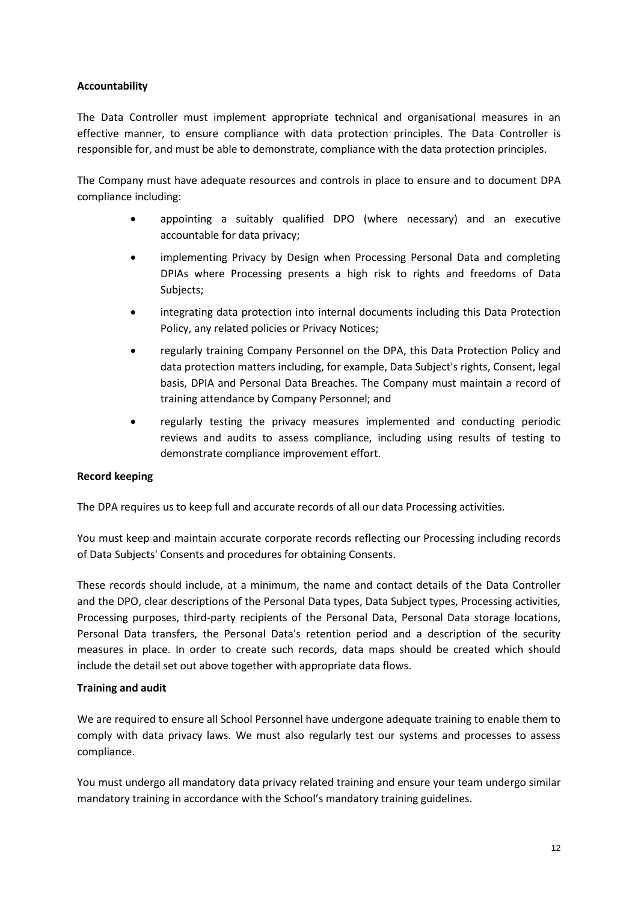**Accountability**

The Data Controller must implement appropriate technical and organisational measures in an effective manner, to ensure compliance with data protection principles. The Data Controller is responsible for, and must be able to demonstrate, compliance with the data protection principles.

The Company must have adequate resources and controls in place to ensure and to document DPA compliance including:

- appointing a suitably qualified DPO (where necessary) and an executive accountable for data privacy;
- implementing Privacy by Design when Processing Personal Data and completing DPIAs where Processing presents a high risk to rights and freedoms of Data Subjects;
- integrating data protection into internal documents including this Data Protection Policy, any related policies or Privacy Notices;
- regularly training Company Personnel on the DPA, this Data Protection Policy and data protection matters including, for example, Data Subject's rights, Consent, legal basis, DPIA and Personal Data Breaches. The Company must maintain a record of training attendance by Company Personnel; and
- regularly testing the privacy measures implemented and conducting periodic reviews and audits to assess compliance, including using results of testing to demonstrate compliance improvement effort.

**Record keeping**

The DPA requires us to keep full and accurate records of all our data Processing activities.

You must keep and maintain accurate corporate records reflecting our Processing including records of Data Subjects' Consents and procedures for obtaining Consents.

These records should include, at a minimum, the name and contact details of the Data Controller and the DPO, clear descriptions of the Personal Data types, Data Subject types, Processing activities, Processing purposes, third-party recipients of the Personal Data, Personal Data storage locations, Personal Data transfers, the Personal Data's retention period and a description of the security measures in place. In order to create such records, data maps should be created which should include the detail set out above together with appropriate data flows.

**Training and audit**

We are required to ensure all School Personnel have undergone adequate training to enable them to comply with data privacy laws. We must also regularly test our systems and processes to assess compliance.

You must undergo all mandatory data privacy related training and ensure your team undergo similar mandatory training in accordance with the School's mandatory training guidelines.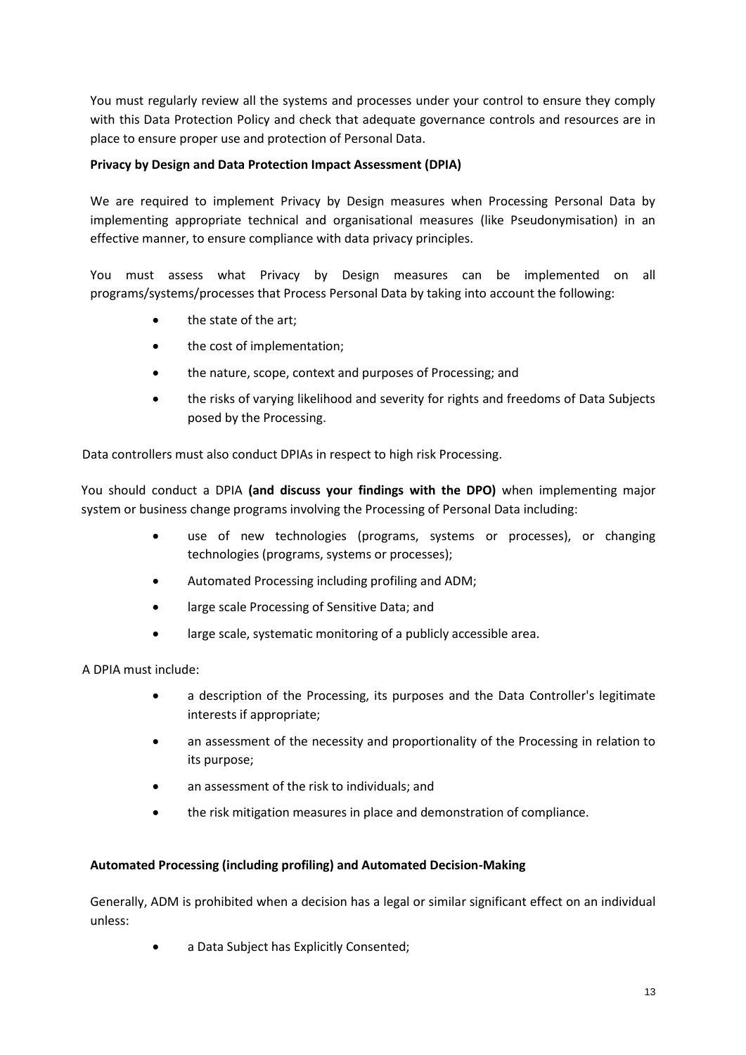You must regularly review all the systems and processes under your control to ensure they comply with this Data Protection Policy and check that adequate governance controls and resources are in place to ensure proper use and protection of Personal Data.

**Privacy by Design and Data Protection Impact Assessment (DPIA)**

We are required to implement Privacy by Design measures when Processing Personal Data by implementing appropriate technical and organisational measures (like Pseudonymisation) in an effective manner, to ensure compliance with data privacy principles.

You must assess what Privacy by Design measures can be implemented on all programs/systems/processes that Process Personal Data by taking into account the following:

- the state of the art;
- the cost of implementation;
- the nature, scope, context and purposes of Processing; and
- the risks of varying likelihood and severity for rights and freedoms of Data Subjects posed by the Processing.

Data controllers must also conduct DPIAs in respect to high risk Processing.

You should conduct a DPIA **(and discuss your findings with the DPO)** when implementing major system or business change programs involving the Processing of Personal Data including:

- use of new technologies (programs, systems or processes), or changing technologies (programs, systems or processes);
- Automated Processing including profiling and ADM;
- large scale Processing of Sensitive Data; and
- large scale, systematic monitoring of a publicly accessible area.

A DPIA must include:

- a description of the Processing, its purposes and the Data Controller's legitimate interests if appropriate;
- an assessment of the necessity and proportionality of the Processing in relation to its purpose;
- an assessment of the risk to individuals; and
- the risk mitigation measures in place and demonstration of compliance.

**Automated Processing (including profiling) and Automated Decision-Making**

Generally, ADM is prohibited when a decision has a legal or similar significant effect on an individual unless:

- a Data Subject has Explicitly Consented;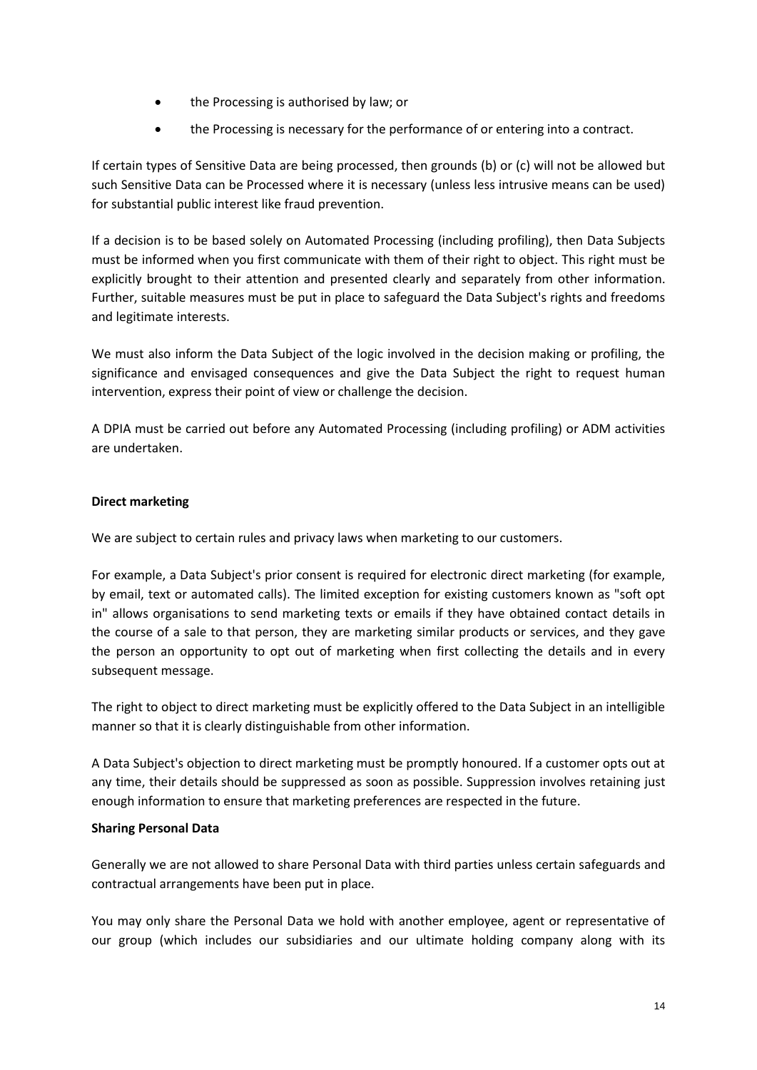- the Processing is authorised by law; or
- the Processing is necessary for the performance of or entering into a contract.

If certain types of Sensitive Data are being processed, then grounds (b) or (c) will not be allowed but such Sensitive Data can be Processed where it is necessary (unless less intrusive means can be used) for substantial public interest like fraud prevention.

If a decision is to be based solely on Automated Processing (including profiling), then Data Subjects must be informed when you first communicate with them of their right to object. This right must be explicitly brought to their attention and presented clearly and separately from other information. Further, suitable measures must be put in place to safeguard the Data Subject's rights and freedoms and legitimate interests.

We must also inform the Data Subject of the logic involved in the decision making or profiling, the significance and envisaged consequences and give the Data Subject the right to request human intervention, express their point of view or challenge the decision.

A DPIA must be carried out before any Automated Processing (including profiling) or ADM activities are undertaken.

**Direct marketing**

We are subject to certain rules and privacy laws when marketing to our customers.

For example, a Data Subject's prior consent is required for electronic direct marketing (for example, by email, text or automated calls). The limited exception for existing customers known as "soft opt in" allows organisations to send marketing texts or emails if they have obtained contact details in the course of a sale to that person, they are marketing similar products or services, and they gave the person an opportunity to opt out of marketing when first collecting the details and in every subsequent message.

The right to object to direct marketing must be explicitly offered to the Data Subject in an intelligible manner so that it is clearly distinguishable from other information.

A Data Subject's objection to direct marketing must be promptly honoured. If a customer opts out at any time, their details should be suppressed as soon as possible. Suppression involves retaining just enough information to ensure that marketing preferences are respected in the future.

**Sharing Personal Data**

Generally we are not allowed to share Personal Data with third parties unless certain safeguards and contractual arrangements have been put in place.

You may only share the Personal Data we hold with another employee, agent or representative of our group (which includes our subsidiaries and our ultimate holding company along with its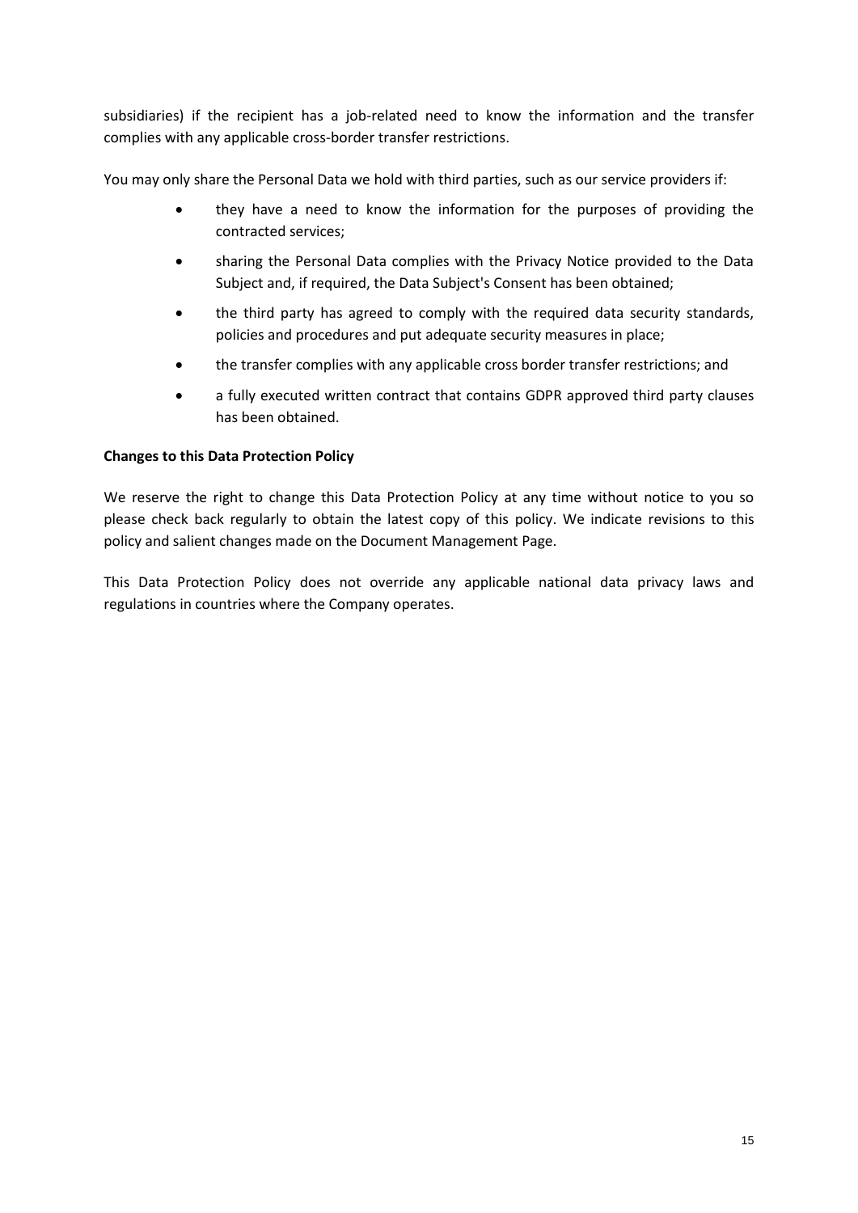subsidiaries) if the recipient has a job-related need to know the information and the transfer complies with any applicable cross-border transfer restrictions.

You may only share the Personal Data we hold with third parties, such as our service providers if:

- they have a need to know the information for the purposes of providing the contracted services;
- sharing the Personal Data complies with the Privacy Notice provided to the Data Subject and, if required, the Data Subject's Consent has been obtained;
- the third party has agreed to comply with the required data security standards, policies and procedures and put adequate security measures in place;
- the transfer complies with any applicable cross border transfer restrictions; and
- a fully executed written contract that contains GDPR approved third party clauses has been obtained.

**Changes to this Data Protection Policy**

We reserve the right to change this Data Protection Policy at any time without notice to you so please check back regularly to obtain the latest copy of this policy. We indicate revisions to this policy and salient changes made on the Document Management Page.

This Data Protection Policy does not override any applicable national data privacy laws and regulations in countries where the Company operates.